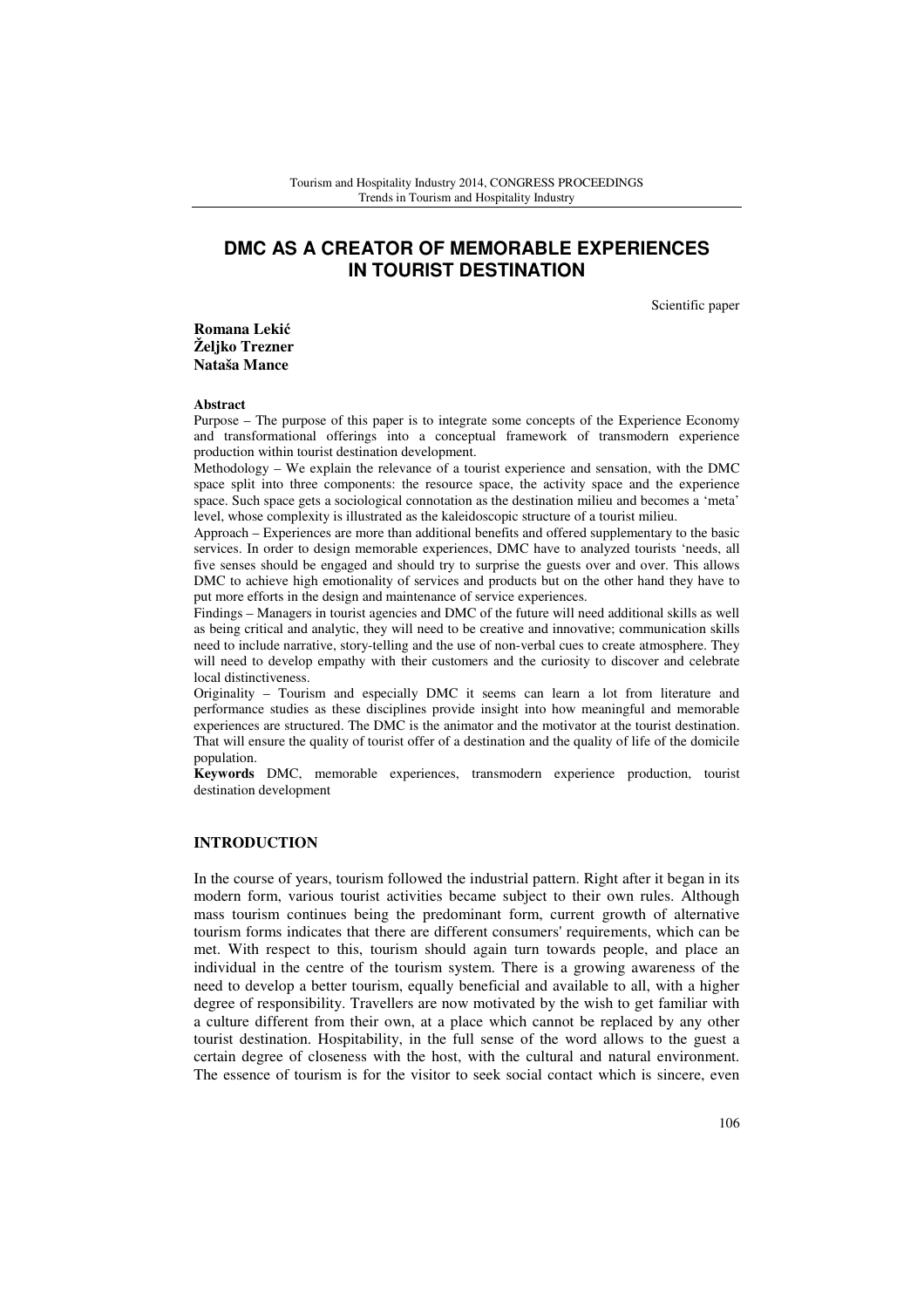# DMC AS A CREATOR OF MEMORABLE EXPERIENCES IN TOURIST DESTINATION

Scientific paper

**Romana Lekić**
**Željko Trezner**
**Nataša Mance**

**Abstract**

Purpose – The purpose of this paper is to integrate some concepts of the Experience Economy and transformational offerings into a conceptual framework of transmodern experience production within tourist destination development.

Methodology – We explain the relevance of a tourist experience and sensation, with the DMC space split into three components: the resource space, the activity space and the experience space. Such space gets a sociological connotation as the destination milieu and becomes a 'meta' level, whose complexity is illustrated as the kaleidoscopic structure of a tourist milieu.

Approach – Experiences are more than additional benefits and offered supplementary to the basic services. In order to design memorable experiences, DMC have to analyzed tourists 'needs, all five senses should be engaged and should try to surprise the guests over and over. This allows DMC to achieve high emotionality of services and products but on the other hand they have to put more efforts in the design and maintenance of service experiences.

Findings – Managers in tourist agencies and DMC of the future will need additional skills as well as being critical and analytic, they will need to be creative and innovative; communication skills need to include narrative, story-telling and the use of non-verbal cues to create atmosphere. They will need to develop empathy with their customers and the curiosity to discover and celebrate local distinctiveness.

Originality – Tourism and especially DMC it seems can learn a lot from literature and performance studies as these disciplines provide insight into how meaningful and memorable experiences are structured. The DMC is the animator and the motivator at the tourist destination. That will ensure the quality of tourist offer of a destination and the quality of life of the domicile population.

**Keywords** DMC, memorable experiences, transmodern experience production, tourist destination development

## INTRODUCTION

In the course of years, tourism followed the industrial pattern. Right after it began in its modern form, various tourist activities became subject to their own rules. Although mass tourism continues being the predominant form, current growth of alternative tourism forms indicates that there are different consumers' requirements, which can be met. With respect to this, tourism should again turn towards people, and place an individual in the centre of the tourism system. There is a growing awareness of the need to develop a better tourism, equally beneficial and available to all, with a higher degree of responsibility. Travellers are now motivated by the wish to get familiar with a culture different from their own, at a place which cannot be replaced by any other tourist destination. Hospitability, in the full sense of the word allows to the guest a certain degree of closeness with the host, with the cultural and natural environment. The essence of tourism is for the visitor to seek social contact which is sincere, even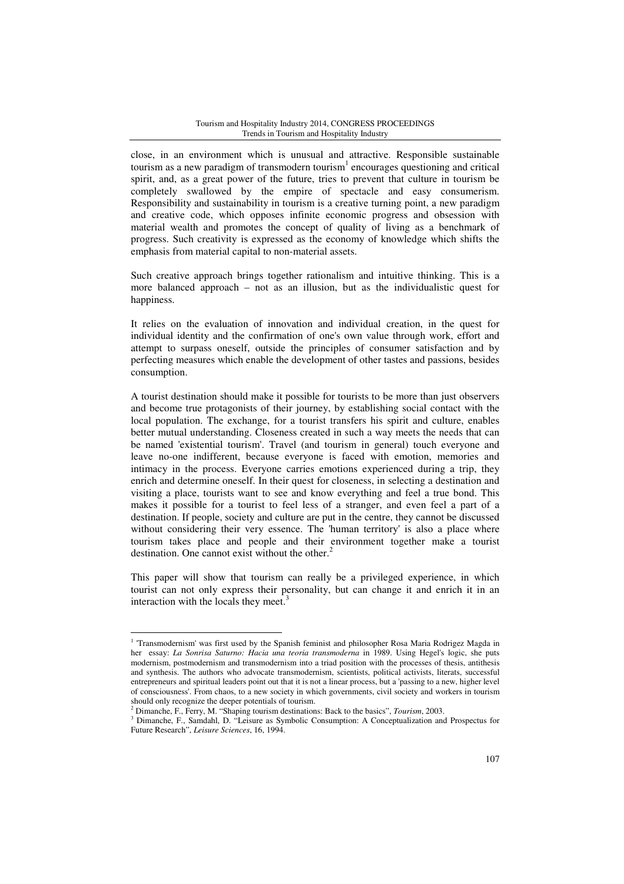close, in an environment which is unusual and attractive. Responsible sustainable tourism as a new paradigm of transmodern tourism[1] encourages questioning and critical spirit, and, as a great power of the future, tries to prevent that culture in tourism be completely swallowed by the empire of spectacle and easy consumerism. Responsibility and sustainability in tourism is a creative turning point, a new paradigm and creative code, which opposes infinite economic progress and obsession with material wealth and promotes the concept of quality of living as a benchmark of progress. Such creativity is expressed as the economy of knowledge which shifts the emphasis from material capital to non-material assets.

Such creative approach brings together rationalism and intuitive thinking. This is a more balanced approach – not as an illusion, but as the individualistic quest for happiness.

It relies on the evaluation of innovation and individual creation, in the quest for individual identity and the confirmation of one's own value through work, effort and attempt to surpass oneself, outside the principles of consumer satisfaction and by perfecting measures which enable the development of other tastes and passions, besides consumption.

A tourist destination should make it possible for tourists to be more than just observers and become true protagonists of their journey, by establishing social contact with the local population. The exchange, for a tourist transfers his spirit and culture, enables better mutual understanding. Closeness created in such a way meets the needs that can be named 'existential tourism'. Travel (and tourism in general) touch everyone and leave no-one indifferent, because everyone is faced with emotion, memories and intimacy in the process. Everyone carries emotions experienced during a trip, they enrich and determine oneself. In their quest for closeness, in selecting a destination and visiting a place, tourists want to see and know everything and feel a true bond. This makes it possible for a tourist to feel less of a stranger, and even feel a part of a destination. If people, society and culture are put in the centre, they cannot be discussed without considering their very essence. The 'human territory' is also a place where tourism takes place and people and their environment together make a tourist destination. One cannot exist without the other.[2]

This paper will show that tourism can really be a privileged experience, in which tourist can not only express their personality, but can change it and enrich it in an interaction with the locals they meet.[3]

---

[1] 'Transmodernism' was first used by the Spanish feminist and philosopher Rosa Maria Rodrigez Magda in her essay: *La Sonrisa Saturno: Hacia una teoria transmoderna* in 1989. Using Hegel's logic, she puts modernism, postmodernism and transmodernism into a triad position with the processes of thesis, antithesis and synthesis. The authors who advocate transmodernism, scientists, political activists, literats, successful entrepreneurs and spiritual leaders point out that it is not a linear process, but a 'passing to a new, higher level of consciousness'. From chaos, to a new society in which governments, civil society and workers in tourism should only recognize the deeper potentials of tourism.

[2] Dimanche, F., Ferry, M. "Shaping tourism destinations: Back to the basics", *Tourism*, 2003.

[3] Dimanche, F., Samdahl, D. "Leisure as Symbolic Consumption: A Conceptualization and Prospectus for Future Research", *Leisure Sciences*, 16, 1994.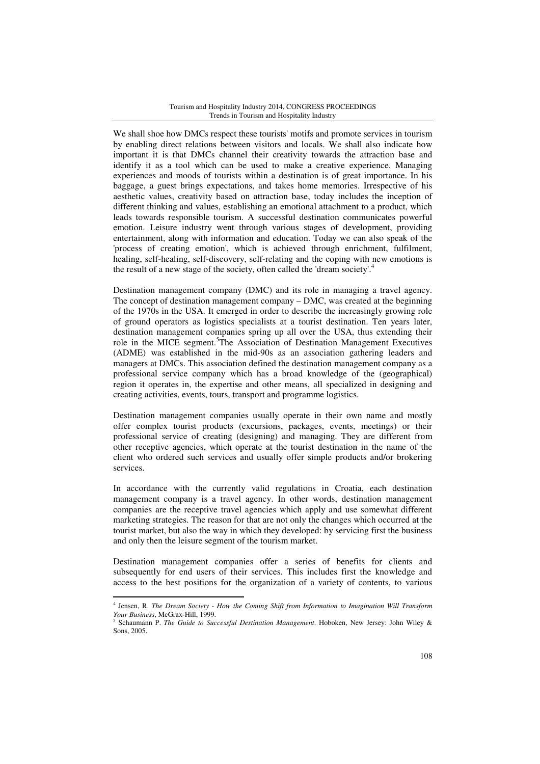We shall shoe how DMCs respect these tourists' motifs and promote services in tourism by enabling direct relations between visitors and locals. We shall also indicate how important it is that DMCs channel their creativity towards the attraction base and identify it as a tool which can be used to make a creative experience. Managing experiences and moods of tourists within a destination is of great importance. In his baggage, a guest brings expectations, and takes home memories. Irrespective of his aesthetic values, creativity based on attraction base, today includes the inception of different thinking and values, establishing an emotional attachment to a product, which leads towards responsible tourism. A successful destination communicates powerful emotion. Leisure industry went through various stages of development, providing entertainment, along with information and education. Today we can also speak of the 'process of creating emotion', which is achieved through enrichment, fulfilment, healing, self-healing, self-discovery, self-relating and the coping with new emotions is the result of a new stage of the society, often called the 'dream society'.[4]

Destination management company (DMC) and its role in managing a travel agency. The concept of destination management company – DMC, was created at the beginning of the 1970s in the USA. It emerged in order to describe the increasingly growing role of ground operators as logistics specialists at a tourist destination. Ten years later, destination management companies spring up all over the USA, thus extending their role in the MICE segment.[5]The Association of Destination Management Executives (ADME) was established in the mid-90s as an association gathering leaders and managers at DMCs. This association defined the destination management company as a professional service company which has a broad knowledge of the (geographical) region it operates in, the expertise and other means, all specialized in designing and creating activities, events, tours, transport and programme logistics.

Destination management companies usually operate in their own name and mostly offer complex tourist products (excursions, packages, events, meetings) or their professional service of creating (designing) and managing. They are different from other receptive agencies, which operate at the tourist destination in the name of the client who ordered such services and usually offer simple products and/or brokering services.

In accordance with the currently valid regulations in Croatia, each destination management company is a travel agency. In other words, destination management companies are the receptive travel agencies which apply and use somewhat different marketing strategies. The reason for that are not only the changes which occurred at the tourist market, but also the way in which they developed: by servicing first the business and only then the leisure segment of the tourism market.

Destination management companies offer a series of benefits for clients and subsequently for end users of their services. This includes first the knowledge and access to the best positions for the organization of a variety of contents, to various

---

[4] Jensen, R. *The Dream Society - How the Coming Shift from Information to Imagination Will Transform Your Business*, McGrax-Hill, 1999.

[5] Schaumann P. *The Guide to Successful Destination Management*. Hoboken, New Jersey: John Wiley & Sons, 2005.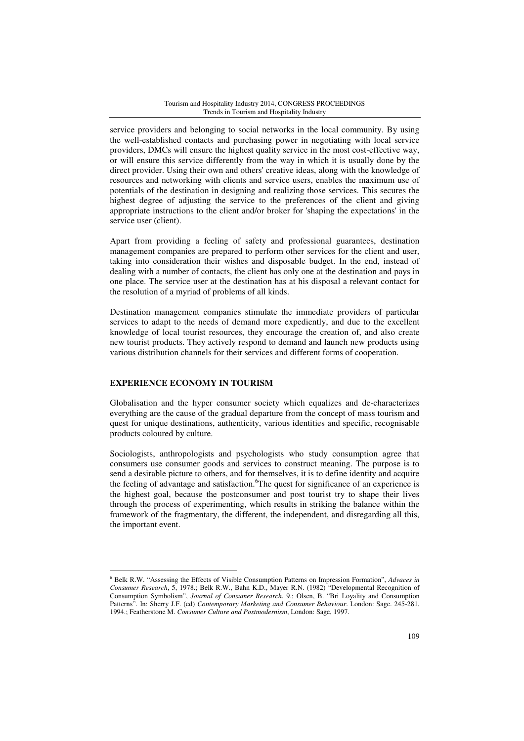service providers and belonging to social networks in the local community. By using the well-established contacts and purchasing power in negotiating with local service providers, DMCs will ensure the highest quality service in the most cost-effective way, or will ensure this service differently from the way in which it is usually done by the direct provider. Using their own and others' creative ideas, along with the knowledge of resources and networking with clients and service users, enables the maximum use of potentials of the destination in designing and realizing those services. This secures the highest degree of adjusting the service to the preferences of the client and giving appropriate instructions to the client and/or broker for 'shaping the expectations' in the service user (client).

Apart from providing a feeling of safety and professional guarantees, destination management companies are prepared to perform other services for the client and user, taking into consideration their wishes and disposable budget. In the end, instead of dealing with a number of contacts, the client has only one at the destination and pays in one place. The service user at the destination has at his disposal a relevant contact for the resolution of a myriad of problems of all kinds.

Destination management companies stimulate the immediate providers of particular services to adapt to the needs of demand more expediently, and due to the excellent knowledge of local tourist resources, they encourage the creation of, and also create new tourist products. They actively respond to demand and launch new products using various distribution channels for their services and different forms of cooperation.

## EXPERIENCE ECONOMY IN TOURISM

Globalisation and the hyper consumer society which equalizes and de-characterizes everything are the cause of the gradual departure from the concept of mass tourism and quest for unique destinations, authenticity, various identities and specific, recognisable products coloured by culture.

Sociologists, anthropologists and psychologists who study consumption agree that consumers use consumer goods and services to construct meaning. The purpose is to send a desirable picture to others, and for themselves, it is to define identity and acquire the feeling of advantage and satisfaction.[6]The quest for significance of an experience is the highest goal, because the postconsumer and post tourist try to shape their lives through the process of experimenting, which results in striking the balance within the framework of the fragmentary, the different, the independent, and disregarding all this, the important event.

---

[6] Belk R.W. "Assessing the Effects of Visible Consumption Patterns on Impression Formation", *Advaces in Consumer Research*, 5, 1978.; Belk R.W., Bahn K.D., Mayer R.N. (1982) "Developmental Recognition of Consumption Symbolism", *Journal of Consumer Research*, 9.; Olsen, B. "Bri Loyality and Consumption Patterns". In: Sherry J.F. (ed) *Contemporary Marketing and Consumer Behaviour*. London: Sage. 245-281, 1994.; Featherstone M. *Consumer Culture and Postmodernism*, London: Sage, 1997.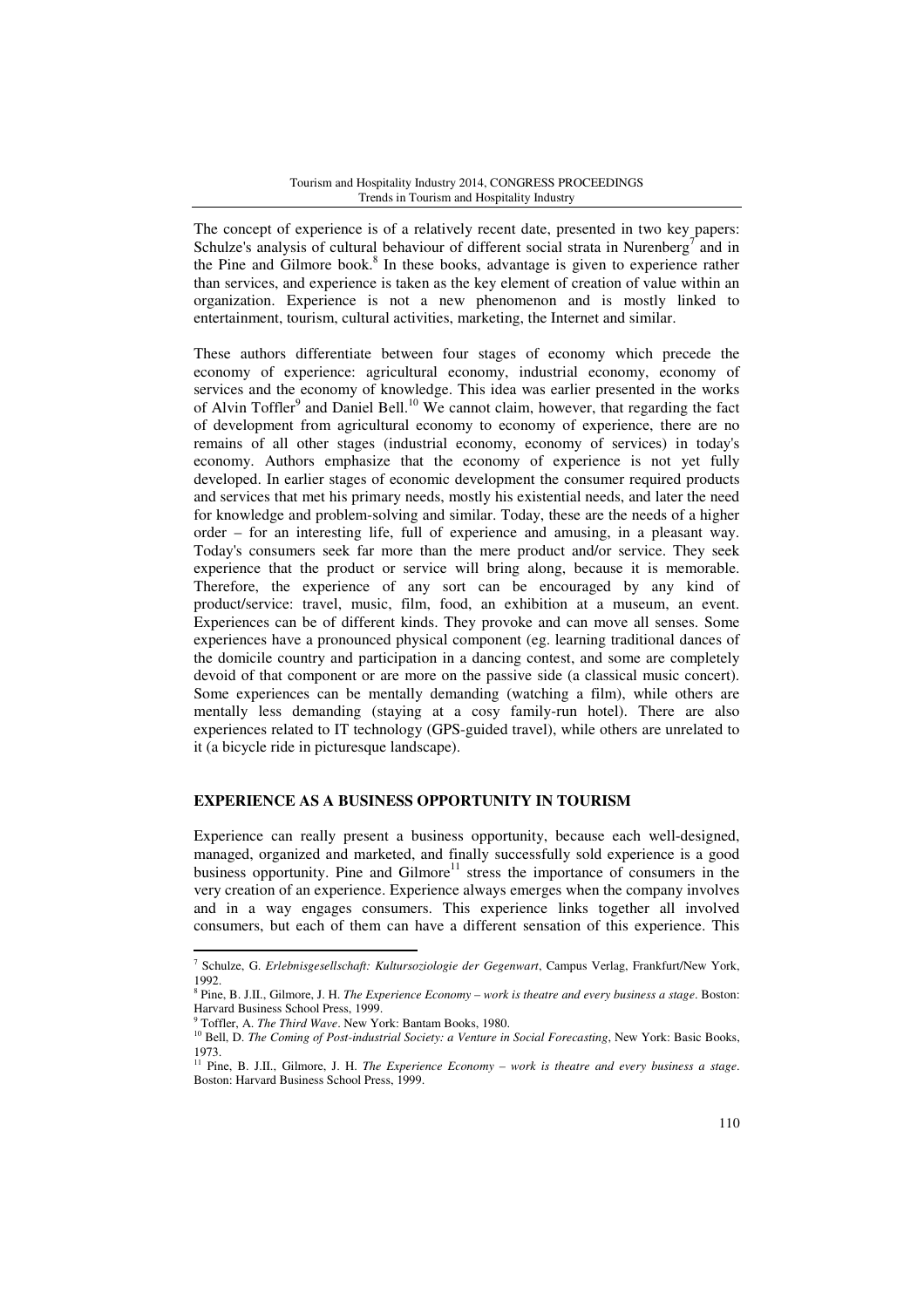The concept of experience is of a relatively recent date, presented in two key papers: Schulze's analysis of cultural behaviour of different social strata in Nurenberg[7] and in the Pine and Gilmore book.[8] In these books, advantage is given to experience rather than services, and experience is taken as the key element of creation of value within an organization. Experience is not a new phenomenon and is mostly linked to entertainment, tourism, cultural activities, marketing, the Internet and similar.

These authors differentiate between four stages of economy which precede the economy of experience: agricultural economy, industrial economy, economy of services and the economy of knowledge. This idea was earlier presented in the works of Alvin Toffler[9] and Daniel Bell.[10] We cannot claim, however, that regarding the fact of development from agricultural economy to economy of experience, there are no remains of all other stages (industrial economy, economy of services) in today's economy. Authors emphasize that the economy of experience is not yet fully developed. In earlier stages of economic development the consumer required products and services that met his primary needs, mostly his existential needs, and later the need for knowledge and problem-solving and similar. Today, these are the needs of a higher order – for an interesting life, full of experience and amusing, in a pleasant way. Today's consumers seek far more than the mere product and/or service. They seek experience that the product or service will bring along, because it is memorable. Therefore, the experience of any sort can be encouraged by any kind of product/service: travel, music, film, food, an exhibition at a museum, an event. Experiences can be of different kinds. They provoke and can move all senses. Some experiences have a pronounced physical component (eg. learning traditional dances of the domicile country and participation in a dancing contest, and some are completely devoid of that component or are more on the passive side (a classical music concert). Some experiences can be mentally demanding (watching a film), while others are mentally less demanding (staying at a cosy family-run hotel). There are also experiences related to IT technology (GPS-guided travel), while others are unrelated to it (a bicycle ride in picturesque landscape).

## EXPERIENCE AS A BUSINESS OPPORTUNITY IN TOURISM

Experience can really present a business opportunity, because each well-designed, managed, organized and marketed, and finally successfully sold experience is a good business opportunity. Pine and Gilmore[11] stress the importance of consumers in the very creation of an experience. Experience always emerges when the company involves and in a way engages consumers. This experience links together all involved consumers, but each of them can have a different sensation of this experience. This

---

[7] Schulze, G. *Erlebnisgesellschaft: Kultursoziologie der Gegenwart*, Campus Verlag, Frankfurt/New York, 1992.

[8] Pine, B. J.II., Gilmore, J. H. *The Experience Economy – work is theatre and every business a stage*. Boston: Harvard Business School Press, 1999.

[9] Toffler, A. *The Third Wave*. New York: Bantam Books, 1980.

[10] Bell, D. *The Coming of Post-industrial Society: a Venture in Social Forecasting*, New York: Basic Books, 1973.

[11] Pine, B. J.II., Gilmore, J. H. *The Experience Economy – work is theatre and every business a stage*. Boston: Harvard Business School Press, 1999.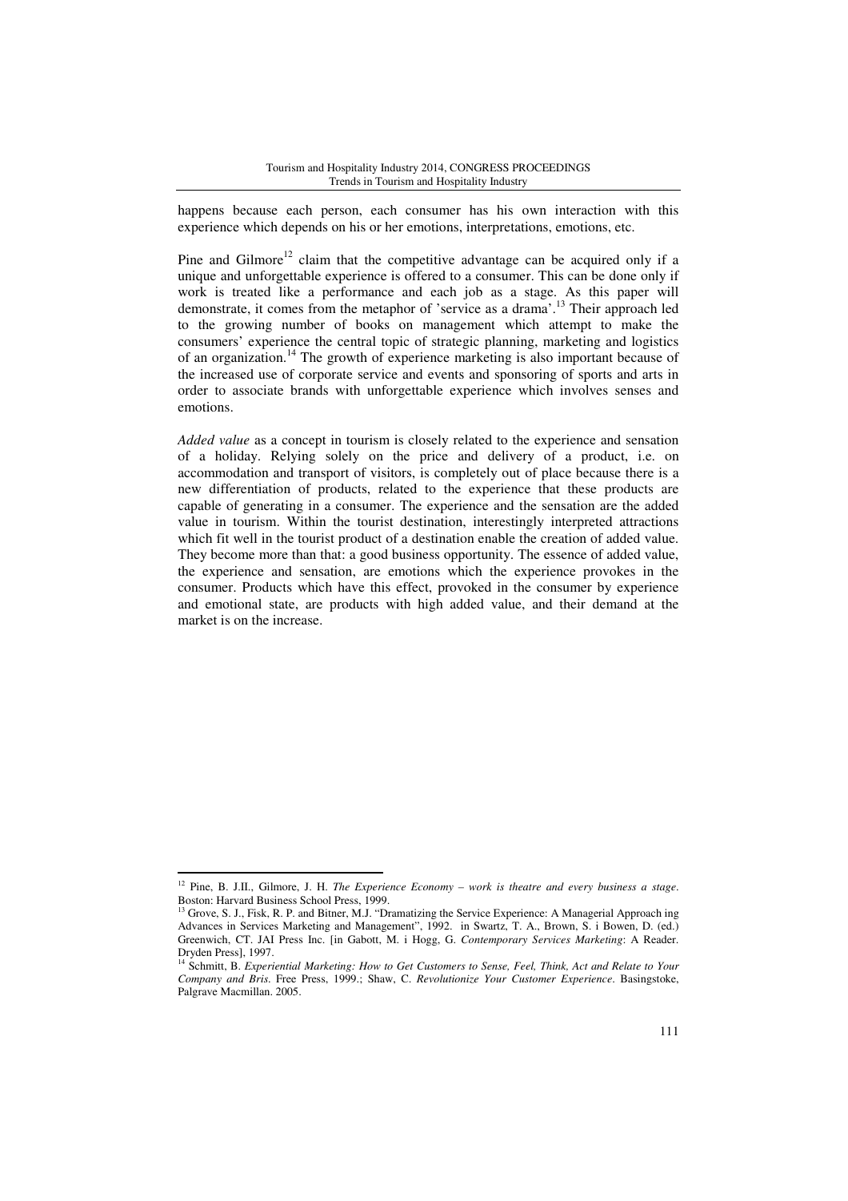happens because each person, each consumer has his own interaction with this experience which depends on his or her emotions, interpretations, emotions, etc.

Pine and Gilmore[12] claim that the competitive advantage can be acquired only if a unique and unforgettable experience is offered to a consumer. This can be done only if work is treated like a performance and each job as a stage. As this paper will demonstrate, it comes from the metaphor of 'service as a drama'.[13] Their approach led to the growing number of books on management which attempt to make the consumers' experience the central topic of strategic planning, marketing and logistics of an organization.[14] The growth of experience marketing is also important because of the increased use of corporate service and events and sponsoring of sports and arts in order to associate brands with unforgettable experience which involves senses and emotions.

*Added value* as a concept in tourism is closely related to the experience and sensation of a holiday. Relying solely on the price and delivery of a product, i.e. on accommodation and transport of visitors, is completely out of place because there is a new differentiation of products, related to the experience that these products are capable of generating in a consumer. The experience and the sensation are the added value in tourism. Within the tourist destination, interestingly interpreted attractions which fit well in the tourist product of a destination enable the creation of added value. They become more than that: a good business opportunity. The essence of added value, the experience and sensation, are emotions which the experience provokes in the consumer. Products which have this effect, provoked in the consumer by experience and emotional state, are products with high added value, and their demand at the market is on the increase.

---

[12] Pine, B. J.II., Gilmore, J. H. *The Experience Economy – work is theatre and every business a stage*. Boston: Harvard Business School Press, 1999.

[13] Grove, S. J., Fisk, R. P. and Bitner, M.J. "Dramatizing the Service Experience: A Managerial Approach ing Advances in Services Marketing and Management", 1992. in Swartz, T. A., Brown, S. i Bowen, D. (ed.) Greenwich, CT. JAI Press Inc. [in Gabott, M. i Hogg, G. *Contemporary Services Marketing*: A Reader. Dryden Press], 1997.

[14] Schmitt, B. *Experiential Marketing: How to Get Customers to Sense, Feel, Think, Act and Relate to Your Company and Bris*. Free Press, 1999.; Shaw, C. *Revolutionize Your Customer Experience*. Basingstoke, Palgrave Macmillan. 2005.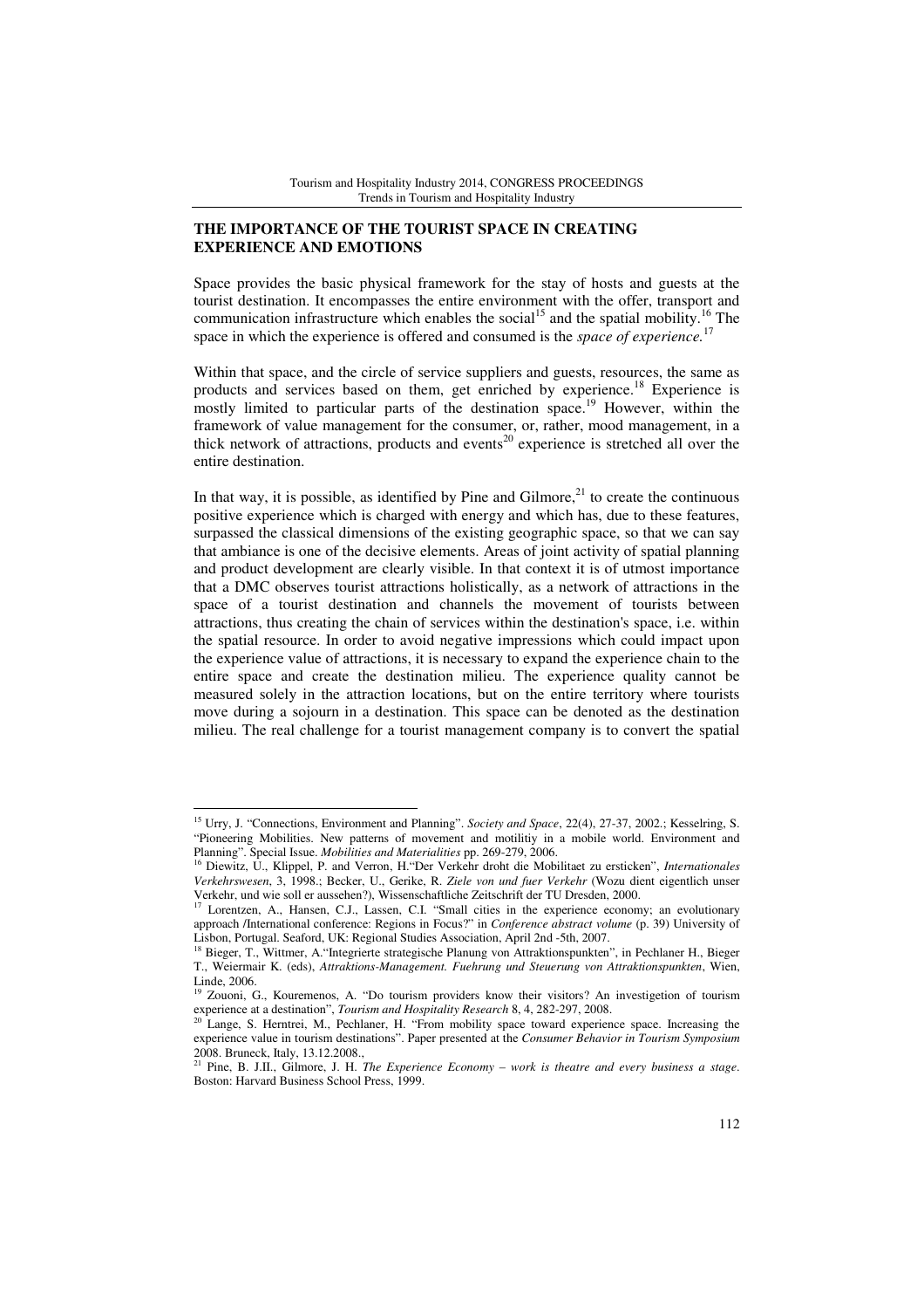## THE IMPORTANCE OF THE TOURIST SPACE IN CREATING EXPERIENCE AND EMOTIONS

Space provides the basic physical framework for the stay of hosts and guests at the tourist destination. It encompasses the entire environment with the offer, transport and communication infrastructure which enables the social[15] and the spatial mobility.[16] The space in which the experience is offered and consumed is the *space of experience.*[17]

Within that space, and the circle of service suppliers and guests, resources, the same as products and services based on them, get enriched by experience.[18] Experience is mostly limited to particular parts of the destination space.[19] However, within the framework of value management for the consumer, or, rather, mood management, in a thick network of attractions, products and events[20] experience is stretched all over the entire destination.

In that way, it is possible, as identified by Pine and Gilmore,[21] to create the continuous positive experience which is charged with energy and which has, due to these features, surpassed the classical dimensions of the existing geographic space, so that we can say that ambiance is one of the decisive elements. Areas of joint activity of spatial planning and product development are clearly visible. In that context it is of utmost importance that a DMC observes tourist attractions holistically, as a network of attractions in the space of a tourist destination and channels the movement of tourists between attractions, thus creating the chain of services within the destination's space, i.e. within the spatial resource. In order to avoid negative impressions which could impact upon the experience value of attractions, it is necessary to expand the experience chain to the entire space and create the destination milieu. The experience quality cannot be measured solely in the attraction locations, but on the entire territory where tourists move during a sojourn in a destination. This space can be denoted as the destination milieu. The real challenge for a tourist management company is to convert the spatial

---

[15] Urry, J. "Connections, Environment and Planning". *Society and Space*, 22(4), 27-37, 2002.; Kesselring, S. "Pioneering Mobilities. New patterns of movement and motilitiy in a mobile world. Environment and Planning". Special Issue. *Mobilities and Materialities* pp. 269-279, 2006.

[16] Diewitz, U., Klippel, P. and Verron, H."Der Verkehr droht die Mobilitaet zu ersticken", *Internationales Verkehrswesen*, 3, 1998.; Becker, U., Gerike, R. *Ziele von und fuer Verkehr* (Wozu dient eigentlich unser Verkehr, und wie soll er aussehen?), Wissenschaftliche Zeitschrift der TU Dresden, 2000.

[17] Lorentzen, A., Hansen, C.J., Lassen, C.I. "Small cities in the experience economy; an evolutionary approach /International conference: Regions in Focus?" in *Conference abstract volume* (p. 39) University of Lisbon, Portugal. Seaford, UK: Regional Studies Association, April 2nd -5th, 2007.

[18] Bieger, T., Wittmer, A."Integrierte strategische Planung von Attraktionspunkten", in Pechlaner H., Bieger T., Weiermair K. (eds), *Attraktions-Management. Fuehrung und Steuerung von Attraktionspunkten*, Wien, Linde, 2006.

[19] Zouoni, G., Kouremenos, A. "Do tourism providers know their visitors? An investigetion of tourism experience at a destination", *Tourism and Hospitality Research* 8, 4, 282-297, 2008.

[20] Lange, S. Herntrei, M., Pechlaner, H. "From mobility space toward experience space. Increasing the experience value in tourism destinations". Paper presented at the *Consumer Behavior in Tourism Symposium* 2008. Bruneck, Italy, 13.12.2008.,

[21] Pine, B. J.II., Gilmore, J. H. *The Experience Economy – work is theatre and every business a stage*. Boston: Harvard Business School Press, 1999.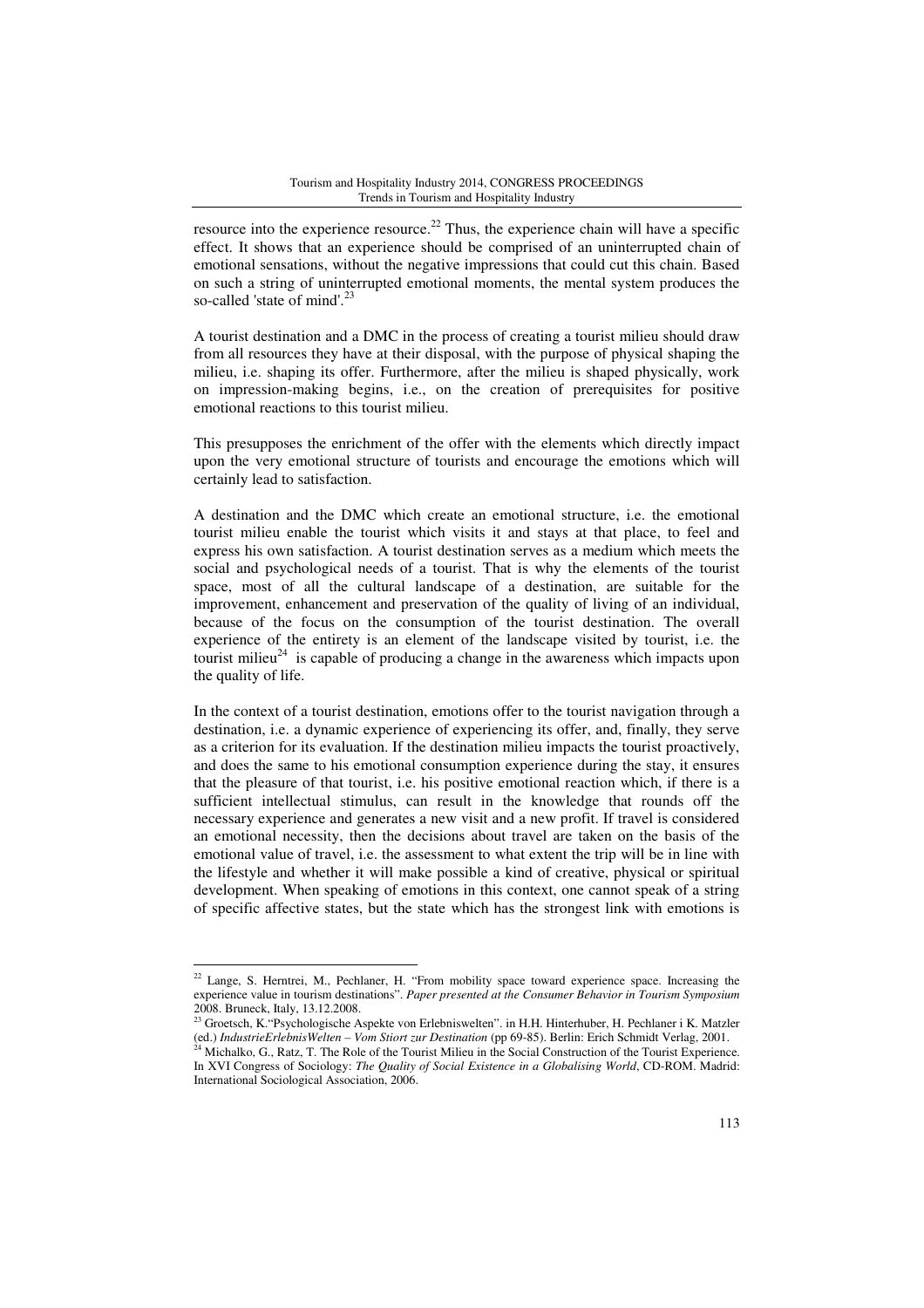resource into the experience resource.[22] Thus, the experience chain will have a specific effect. It shows that an experience should be comprised of an uninterrupted chain of emotional sensations, without the negative impressions that could cut this chain. Based on such a string of uninterrupted emotional moments, the mental system produces the so-called 'state of mind'.[23]

A tourist destination and a DMC in the process of creating a tourist milieu should draw from all resources they have at their disposal, with the purpose of physical shaping the milieu, i.e. shaping its offer. Furthermore, after the milieu is shaped physically, work on impression-making begins, i.e., on the creation of prerequisites for positive emotional reactions to this tourist milieu.

This presupposes the enrichment of the offer with the elements which directly impact upon the very emotional structure of tourists and encourage the emotions which will certainly lead to satisfaction.

A destination and the DMC which create an emotional structure, i.e. the emotional tourist milieu enable the tourist which visits it and stays at that place, to feel and express his own satisfaction. A tourist destination serves as a medium which meets the social and psychological needs of a tourist. That is why the elements of the tourist space, most of all the cultural landscape of a destination, are suitable for the improvement, enhancement and preservation of the quality of living of an individual, because of the focus on the consumption of the tourist destination. The overall experience of the entirety is an element of the landscape visited by tourist, i.e. the tourist milieu[24] is capable of producing a change in the awareness which impacts upon the quality of life.

In the context of a tourist destination, emotions offer to the tourist navigation through a destination, i.e. a dynamic experience of experiencing its offer, and, finally, they serve as a criterion for its evaluation. If the destination milieu impacts the tourist proactively, and does the same to his emotional consumption experience during the stay, it ensures that the pleasure of that tourist, i.e. his positive emotional reaction which, if there is a sufficient intellectual stimulus, can result in the knowledge that rounds off the necessary experience and generates a new visit and a new profit. If travel is considered an emotional necessity, then the decisions about travel are taken on the basis of the emotional value of travel, i.e. the assessment to what extent the trip will be in line with the lifestyle and whether it will make possible a kind of creative, physical or spiritual development. When speaking of emotions in this context, one cannot speak of a string of specific affective states, but the state which has the strongest link with emotions is

---

[22] Lange, S. Herntrei, M., Pechlaner, H. "From mobility space toward experience space. Increasing the experience value in tourism destinations". *Paper presented at the Consumer Behavior in Tourism Symposium* 2008. Bruneck, Italy, 13.12.2008.

[23] Groetsch, K."Psychologische Aspekte von Erlebniswelten". in H.H. Hinterhuber, H. Pechlaner i K. Matzler (ed.) *IndustrieErlebnisWelten – Vom Stiort zur Destination* (pp 69-85). Berlin: Erich Schmidt Verlag, 2001.

[24] Michalko, G., Ratz, T. The Role of the Tourist Milieu in the Social Construction of the Tourist Experience. In XVI Congress of Sociology: *The Quality of Social Existence in a Globalising World*, CD-ROM. Madrid: International Sociological Association, 2006.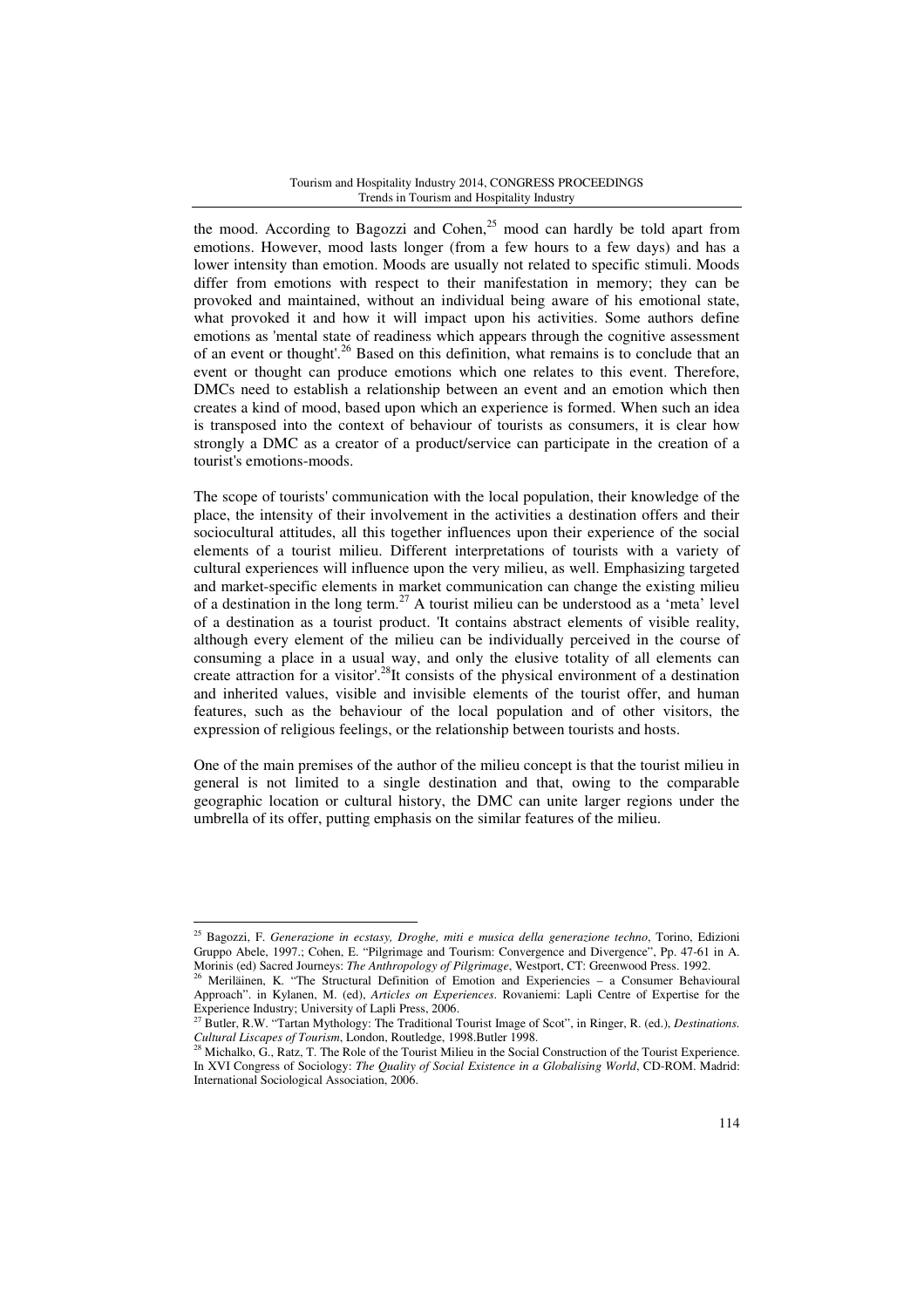the mood. According to Bagozzi and Cohen,[25] mood can hardly be told apart from emotions. However, mood lasts longer (from a few hours to a few days) and has a lower intensity than emotion. Moods are usually not related to specific stimuli. Moods differ from emotions with respect to their manifestation in memory; they can be provoked and maintained, without an individual being aware of his emotional state, what provoked it and how it will impact upon his activities. Some authors define emotions as 'mental state of readiness which appears through the cognitive assessment of an event or thought'.[26] Based on this definition, what remains is to conclude that an event or thought can produce emotions which one relates to this event. Therefore, DMCs need to establish a relationship between an event and an emotion which then creates a kind of mood, based upon which an experience is formed. When such an idea is transposed into the context of behaviour of tourists as consumers, it is clear how strongly a DMC as a creator of a product/service can participate in the creation of a tourist's emotions-moods.

The scope of tourists' communication with the local population, their knowledge of the place, the intensity of their involvement in the activities a destination offers and their sociocultural attitudes, all this together influences upon their experience of the social elements of a tourist milieu. Different interpretations of tourists with a variety of cultural experiences will influence upon the very milieu, as well. Emphasizing targeted and market-specific elements in market communication can change the existing milieu of a destination in the long term.[27] A tourist milieu can be understood as a 'meta' level of a destination as a tourist product. 'It contains abstract elements of visible reality, although every element of the milieu can be individually perceived in the course of consuming a place in a usual way, and only the elusive totality of all elements can create attraction for a visitor'.[28]It consists of the physical environment of a destination and inherited values, visible and invisible elements of the tourist offer, and human features, such as the behaviour of the local population and of other visitors, the expression of religious feelings, or the relationship between tourists and hosts.

One of the main premises of the author of the milieu concept is that the tourist milieu in general is not limited to a single destination and that, owing to the comparable geographic location or cultural history, the DMC can unite larger regions under the umbrella of its offer, putting emphasis on the similar features of the milieu.

---

[25] Bagozzi, F. *Generazione in ecstasy, Droghe, miti e musica della generazione techno*, Torino, Edizioni Gruppo Abele, 1997.; Cohen, E. "Pilgrimage and Tourism: Convergence and Divergence", Pp. 47-61 in A. Morinis (ed) Sacred Journeys: *The Anthropology of Pilgrimage*, Westport, CT: Greenwood Press. 1992.

[26] Meriläinen, K. "The Structural Definition of Emotion and Experiencies – a Consumer Behavioural Approach". in Kylanen, M. (ed), *Articles on Experiences*. Rovaniemi: Lapli Centre of Expertise for the Experience Industry; University of Lapli Press, 2006.

[27] Butler, R.W. "Tartan Mythology: The Traditional Tourist Image of Scot", in Ringer, R. (ed.), *Destinations. Cultural Liscapes of Tourism*, London, Routledge, 1998.Butler 1998.

[28] Michalko, G., Ratz, T. The Role of the Tourist Milieu in the Social Construction of the Tourist Experience. In XVI Congress of Sociology: *The Quality of Social Existence in a Globalising World*, CD-ROM. Madrid: International Sociological Association, 2006.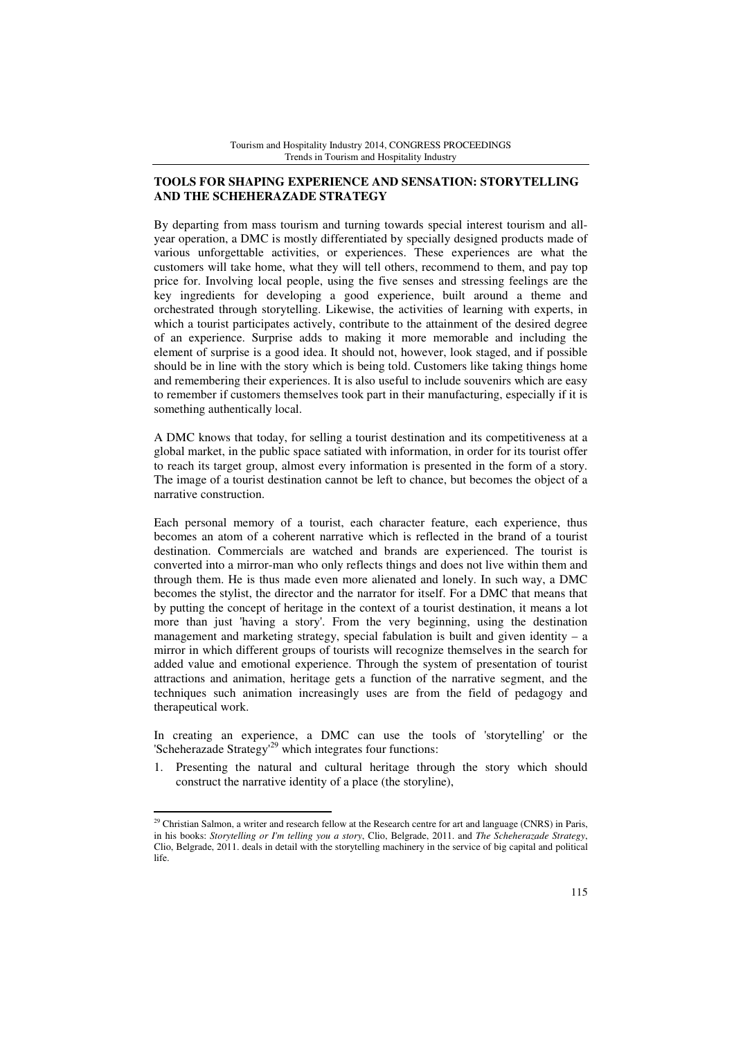## TOOLS FOR SHAPING EXPERIENCE AND SENSATION: STORYTELLING AND THE SCHEHERAZADE STRATEGY

By departing from mass tourism and turning towards special interest tourism and all-year operation, a DMC is mostly differentiated by specially designed products made of various unforgettable activities, or experiences. These experiences are what the customers will take home, what they will tell others, recommend to them, and pay top price for. Involving local people, using the five senses and stressing feelings are the key ingredients for developing a good experience, built around a theme and orchestrated through storytelling. Likewise, the activities of learning with experts, in which a tourist participates actively, contribute to the attainment of the desired degree of an experience. Surprise adds to making it more memorable and including the element of surprise is a good idea. It should not, however, look staged, and if possible should be in line with the story which is being told. Customers like taking things home and remembering their experiences. It is also useful to include souvenirs which are easy to remember if customers themselves took part in their manufacturing, especially if it is something authentically local.

A DMC knows that today, for selling a tourist destination and its competitiveness at a global market, in the public space satiated with information, in order for its tourist offer to reach its target group, almost every information is presented in the form of a story. The image of a tourist destination cannot be left to chance, but becomes the object of a narrative construction.

Each personal memory of a tourist, each character feature, each experience, thus becomes an atom of a coherent narrative which is reflected in the brand of a tourist destination. Commercials are watched and brands are experienced. The tourist is converted into a mirror-man who only reflects things and does not live within them and through them. He is thus made even more alienated and lonely. In such way, a DMC becomes the stylist, the director and the narrator for itself. For a DMC that means that by putting the concept of heritage in the context of a tourist destination, it means a lot more than just 'having a story'. From the very beginning, using the destination management and marketing strategy, special fabulation is built and given identity – a mirror in which different groups of tourists will recognize themselves in the search for added value and emotional experience. Through the system of presentation of tourist attractions and animation, heritage gets a function of the narrative segment, and the techniques such animation increasingly uses are from the field of pedagogy and therapeutical work.

In creating an experience, a DMC can use the tools of 'storytelling' or the 'Scheherazade Strategy'[29] which integrates four functions:

1. Presenting the natural and cultural heritage through the story which should construct the narrative identity of a place (the storyline),

[29] Christian Salmon, a writer and research fellow at the Research centre for art and language (CNRS) in Paris, in his books: *Storytelling or I'm telling you a story*, Clio, Belgrade, 2011. and *The Scheherazade Strategy*, Clio, Belgrade, 2011. deals in detail with the storytelling machinery in the service of big capital and political life.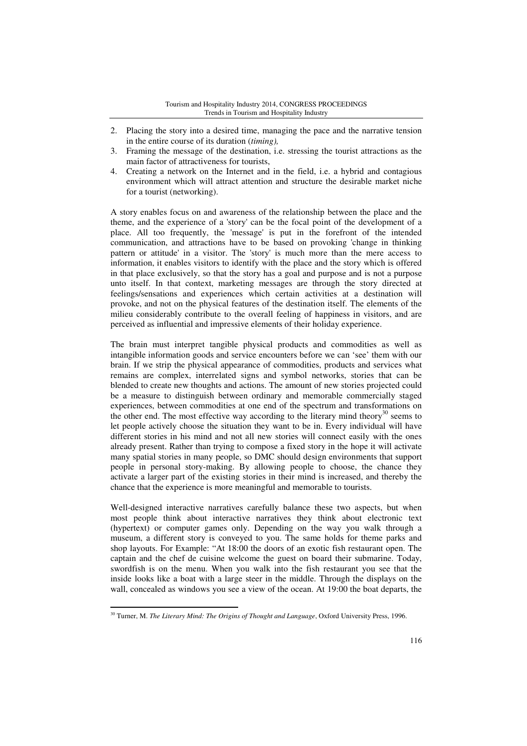2. Placing the story into a desired time, managing the pace and the narrative tension in the entire course of its duration (*timing),*
3. Framing the message of the destination, i.e. stressing the tourist attractions as the main factor of attractiveness for tourists,
4. Creating a network on the Internet and in the field, i.e. a hybrid and contagious environment which will attract attention and structure the desirable market niche for a tourist (networking).

A story enables focus on and awareness of the relationship between the place and the theme, and the experience of a 'story' can be the focal point of the development of a place. All too frequently, the 'message' is put in the forefront of the intended communication, and attractions have to be based on provoking 'change in thinking pattern or attitude' in a visitor. The 'story' is much more than the mere access to information, it enables visitors to identify with the place and the story which is offered in that place exclusively, so that the story has a goal and purpose and is not a purpose unto itself. In that context, marketing messages are through the story directed at feelings/sensations and experiences which certain activities at a destination will provoke, and not on the physical features of the destination itself. The elements of the milieu considerably contribute to the overall feeling of happiness in visitors, and are perceived as influential and impressive elements of their holiday experience.

The brain must interpret tangible physical products and commodities as well as intangible information goods and service encounters before we can 'see' them with our brain. If we strip the physical appearance of commodities, products and services what remains are complex, interrelated signs and symbol networks, stories that can be blended to create new thoughts and actions. The amount of new stories projected could be a measure to distinguish between ordinary and memorable commercially staged experiences, between commodities at one end of the spectrum and transformations on the other end. The most effective way according to the literary mind theory[30] seems to let people actively choose the situation they want to be in. Every individual will have different stories in his mind and not all new stories will connect easily with the ones already present. Rather than trying to compose a fixed story in the hope it will activate many spatial stories in many people, so DMC should design environments that support people in personal story-making. By allowing people to choose, the chance they activate a larger part of the existing stories in their mind is increased, and thereby the chance that the experience is more meaningful and memorable to tourists.

Well-designed interactive narratives carefully balance these two aspects, but when most people think about interactive narratives they think about electronic text (hypertext) or computer games only. Depending on the way you walk through a museum, a different story is conveyed to you. The same holds for theme parks and shop layouts. For Example: "At 18:00 the doors of an exotic fish restaurant open. The captain and the chef de cuisine welcome the guest on board their submarine. Today, swordfish is on the menu. When you walk into the fish restaurant you see that the inside looks like a boat with a large steer in the middle. Through the displays on the wall, concealed as windows you see a view of the ocean. At 19:00 the boat departs, the

[30] Turner, M. *The Literary Mind: The Origins of Thought and Language*, Oxford University Press, 1996.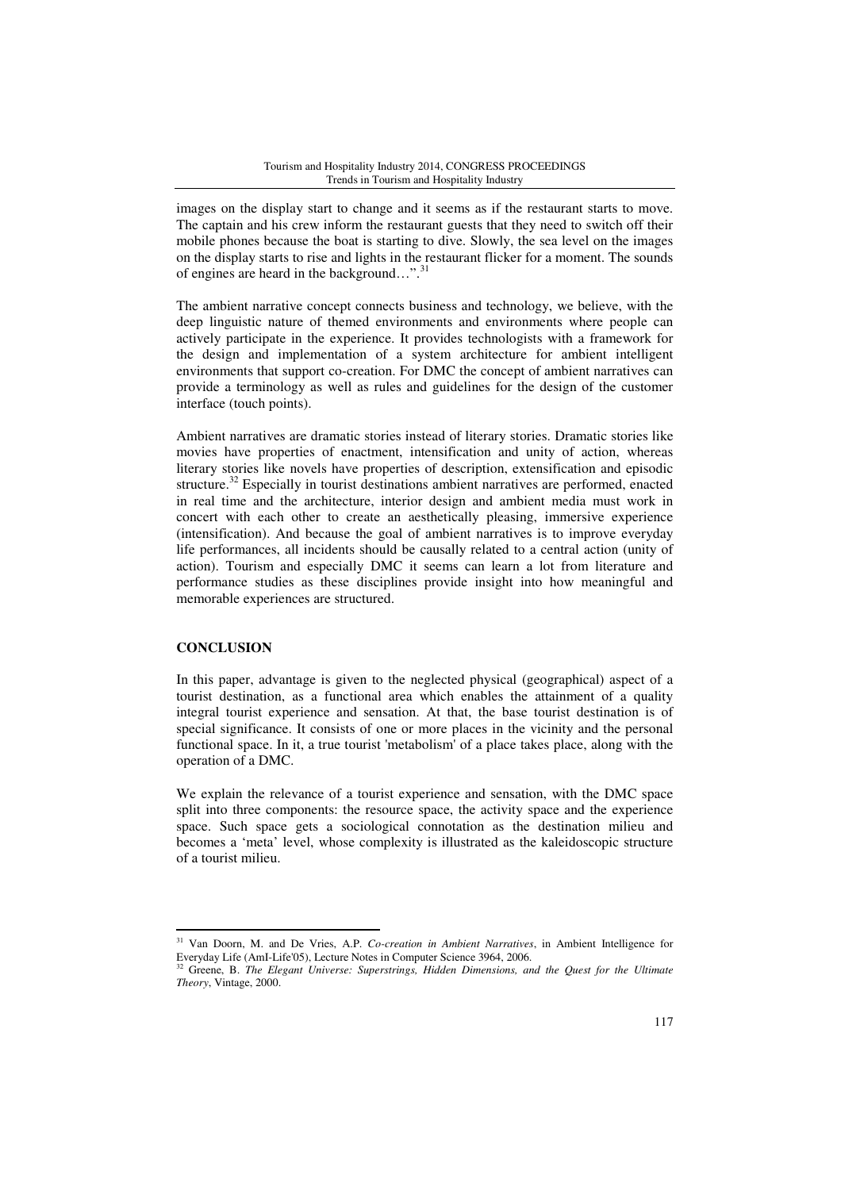images on the display start to change and it seems as if the restaurant starts to move. The captain and his crew inform the restaurant guests that they need to switch off their mobile phones because the boat is starting to dive. Slowly, the sea level on the images on the display starts to rise and lights in the restaurant flicker for a moment. The sounds of engines are heard in the background…".[31]

The ambient narrative concept connects business and technology, we believe, with the deep linguistic nature of themed environments and environments where people can actively participate in the experience. It provides technologists with a framework for the design and implementation of a system architecture for ambient intelligent environments that support co-creation. For DMC the concept of ambient narratives can provide a terminology as well as rules and guidelines for the design of the customer interface (touch points).

Ambient narratives are dramatic stories instead of literary stories. Dramatic stories like movies have properties of enactment, intensification and unity of action, whereas literary stories like novels have properties of description, extensification and episodic structure.[32] Especially in tourist destinations ambient narratives are performed, enacted in real time and the architecture, interior design and ambient media must work in concert with each other to create an aesthetically pleasing, immersive experience (intensification). And because the goal of ambient narratives is to improve everyday life performances, all incidents should be causally related to a central action (unity of action). Tourism and especially DMC it seems can learn a lot from literature and performance studies as these disciplines provide insight into how meaningful and memorable experiences are structured.

## CONCLUSION

In this paper, advantage is given to the neglected physical (geographical) aspect of a tourist destination, as a functional area which enables the attainment of a quality integral tourist experience and sensation. At that, the base tourist destination is of special significance. It consists of one or more places in the vicinity and the personal functional space. In it, a true tourist 'metabolism' of a place takes place, along with the operation of a DMC.

We explain the relevance of a tourist experience and sensation, with the DMC space split into three components: the resource space, the activity space and the experience space. Such space gets a sociological connotation as the destination milieu and becomes a 'meta' level, whose complexity is illustrated as the kaleidoscopic structure of a tourist milieu.

---

[31] Van Doorn, M. and De Vries, A.P. *Co-creation in Ambient Narratives*, in Ambient Intelligence for Everyday Life (AmI-Life'05), Lecture Notes in Computer Science 3964, 2006.

[32] Greene, B. *The Elegant Universe: Superstrings, Hidden Dimensions, and the Quest for the Ultimate Theory*, Vintage, 2000.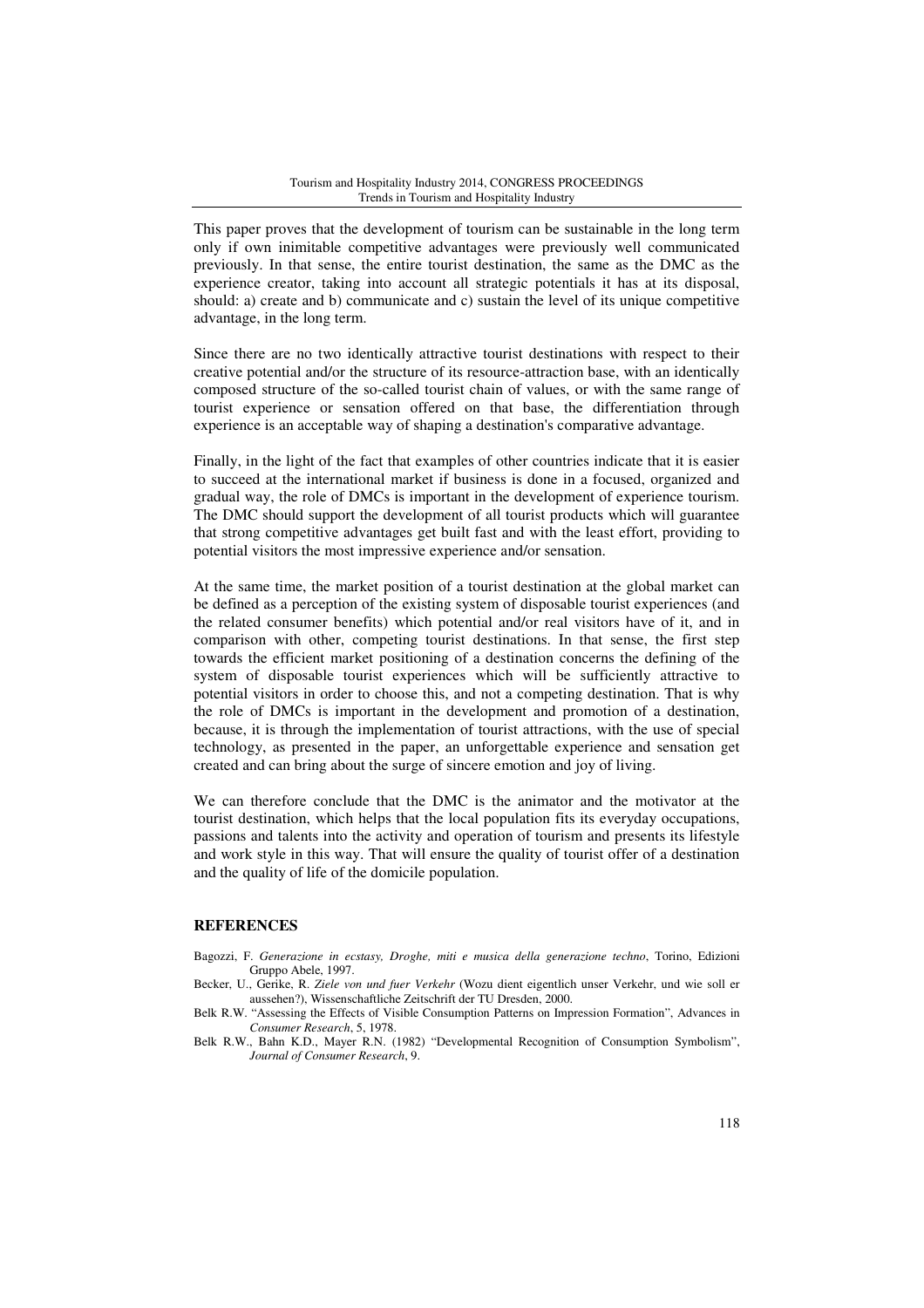This paper proves that the development of tourism can be sustainable in the long term only if own inimitable competitive advantages were previously well communicated previously. In that sense, the entire tourist destination, the same as the DMC as the experience creator, taking into account all strategic potentials it has at its disposal, should: a) create and b) communicate and c) sustain the level of its unique competitive advantage, in the long term.

Since there are no two identically attractive tourist destinations with respect to their creative potential and/or the structure of its resource-attraction base, with an identically composed structure of the so-called tourist chain of values, or with the same range of tourist experience or sensation offered on that base, the differentiation through experience is an acceptable way of shaping a destination's comparative advantage.

Finally, in the light of the fact that examples of other countries indicate that it is easier to succeed at the international market if business is done in a focused, organized and gradual way, the role of DMCs is important in the development of experience tourism. The DMC should support the development of all tourist products which will guarantee that strong competitive advantages get built fast and with the least effort, providing to potential visitors the most impressive experience and/or sensation.

At the same time, the market position of a tourist destination at the global market can be defined as a perception of the existing system of disposable tourist experiences (and the related consumer benefits) which potential and/or real visitors have of it, and in comparison with other, competing tourist destinations. In that sense, the first step towards the efficient market positioning of a destination concerns the defining of the system of disposable tourist experiences which will be sufficiently attractive to potential visitors in order to choose this, and not a competing destination. That is why the role of DMCs is important in the development and promotion of a destination, because, it is through the implementation of tourist attractions, with the use of special technology, as presented in the paper, an unforgettable experience and sensation get created and can bring about the surge of sincere emotion and joy of living.

We can therefore conclude that the DMC is the animator and the motivator at the tourist destination, which helps that the local population fits its everyday occupations, passions and talents into the activity and operation of tourism and presents its lifestyle and work style in this way. That will ensure the quality of tourist offer of a destination and the quality of life of the domicile population.

## REFERENCES

Bagozzi, F. *Generazione in ecstasy, Droghe, miti e musica della generazione techno*, Torino, Edizioni Gruppo Abele, 1997.

Becker, U., Gerike, R. *Ziele von und fuer Verkehr* (Wozu dient eigentlich unser Verkehr, und wie soll er aussehen?), Wissenschaftliche Zeitschrift der TU Dresden, 2000.

Belk R.W. "Assessing the Effects of Visible Consumption Patterns on Impression Formation", Advances in *Consumer Research*, 5, 1978.

Belk R.W., Bahn K.D., Mayer R.N. (1982) "Developmental Recognition of Consumption Symbolism", *Journal of Consumer Research*, 9.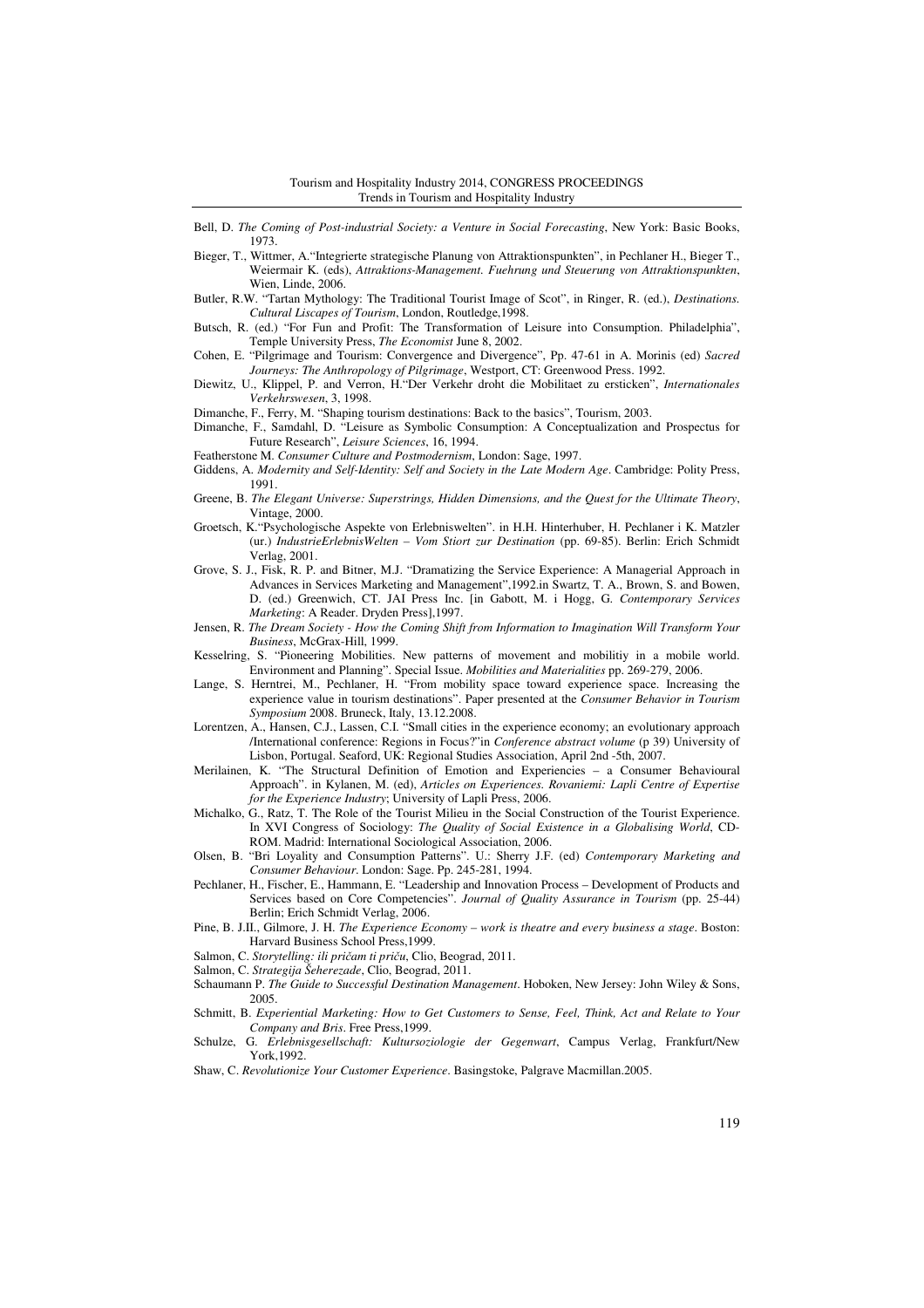Bell, D. *The Coming of Post-industrial Society: a Venture in Social Forecasting*, New York: Basic Books, 1973.

Bieger, T., Wittmer, A."Integrierte strategische Planung von Attraktionspunkten", in Pechlaner H., Bieger T., Weiermair K. (eds), *Attraktions-Management. Fuehrung und Steuerung von Attraktionspunkten*, Wien, Linde, 2006.

Butler, R.W. "Tartan Mythology: The Traditional Tourist Image of Scot", in Ringer, R. (ed.), *Destinations. Cultural Liscapes of Tourism*, London, Routledge,1998.

Butsch, R. (ed.) "For Fun and Profit: The Transformation of Leisure into Consumption. Philadelphia", Temple University Press, *The Economist* June 8, 2002.

Cohen, E. "Pilgrimage and Tourism: Convergence and Divergence", Pp. 47-61 in A. Morinis (ed) *Sacred Journeys: The Anthropology of Pilgrimage*, Westport, CT: Greenwood Press. 1992.

Diewitz, U., Klippel, P. and Verron, H."Der Verkehr droht die Mobilitaet zu ersticken", *Internationales Verkehrswesen*, 3, 1998.

Dimanche, F., Ferry, M. "Shaping tourism destinations: Back to the basics", Tourism, 2003.

Dimanche, F., Samdahl, D. "Leisure as Symbolic Consumption: A Conceptualization and Prospectus for Future Research", *Leisure Sciences*, 16, 1994.

Featherstone M. *Consumer Culture and Postmodernism*, London: Sage, 1997.

Giddens, A. *Modernity and Self-Identity: Self and Society in the Late Modern Age*. Cambridge: Polity Press, 1991.

Greene, B. *The Elegant Universe: Superstrings, Hidden Dimensions, and the Quest for the Ultimate Theory*, Vintage, 2000.

Groetsch, K."Psychologische Aspekte von Erlebniswelten". in H.H. Hinterhuber, H. Pechlaner i K. Matzler (ur.) *IndustrieErlebnisWelten – Vom Stiort zur Destination* (pp. 69-85). Berlin: Erich Schmidt Verlag, 2001.

Grove, S. J., Fisk, R. P. and Bitner, M.J. "Dramatizing the Service Experience: A Managerial Approach in Advances in Services Marketing and Management",1992.in Swartz, T. A., Brown, S. and Bowen, D. (ed.) Greenwich, CT. JAI Press Inc. [in Gabott, M. i Hogg, G. *Contemporary Services Marketing*: A Reader. Dryden Press],1997.

Jensen, R. *The Dream Society - How the Coming Shift from Information to Imagination Will Transform Your Business*, McGrax-Hill, 1999.

Kesselring, S. "Pioneering Mobilities. New patterns of movement and mobilitiy in a mobile world. Environment and Planning". Special Issue. *Mobilities and Materialities* pp. 269-279, 2006.

Lange, S. Herntrei, M., Pechlaner, H. "From mobility space toward experience space. Increasing the experience value in tourism destinations". Paper presented at the *Consumer Behavior in Tourism Symposium* 2008. Bruneck, Italy, 13.12.2008.

Lorentzen, A., Hansen, C.J., Lassen, C.I. "Small cities in the experience economy; an evolutionary approach /International conference: Regions in Focus?"in *Conference abstract volume* (p 39) University of Lisbon, Portugal. Seaford, UK: Regional Studies Association, April 2nd -5th, 2007.

Merilainen, K. "The Structural Definition of Emotion and Experiencies – a Consumer Behavioural Approach". in Kylanen, M. (ed), *Articles on Experiences. Rovaniemi: Lapli Centre of Expertise for the Experience Industry*; University of Lapli Press, 2006.

Michalko, G., Ratz, T. The Role of the Tourist Milieu in the Social Construction of the Tourist Experience. In XVI Congress of Sociology: *The Quality of Social Existence in a Globalising World*, CD-ROM. Madrid: International Sociological Association, 2006.

Olsen, B. "Bri Loyality and Consumption Patterns". U.: Sherry J.F. (ed) *Contemporary Marketing and Consumer Behaviour*. London: Sage. Pp. 245-281, 1994.

Pechlaner, H., Fischer, E., Hammann, E. "Leadership and Innovation Process – Development of Products and Services based on Core Competencies". *Journal of Quality Assurance in Tourism* (pp. 25-44) Berlin; Erich Schmidt Verlag, 2006.

Pine, B. J.II., Gilmore, J. H. *The Experience Economy – work is theatre and every business a stage*. Boston: Harvard Business School Press,1999.

Salmon, C. *Storytelling: ili pričam ti priču*, Clio, Beograd, 2011.

Salmon, C. *Strategija Šeherezade*, Clio, Beograd, 2011.

Schaumann P. *The Guide to Successful Destination Management*. Hoboken, New Jersey: John Wiley & Sons, 2005.

Schmitt, B. *Experiential Marketing: How to Get Customers to Sense, Feel, Think, Act and Relate to Your Company and Bris*. Free Press,1999.

Schulze, G. *Erlebnisgesellschaft: Kultursoziologie der Gegenwart*, Campus Verlag, Frankfurt/New York,1992.

Shaw, C. *Revolutionize Your Customer Experience*. Basingstoke, Palgrave Macmillan.2005.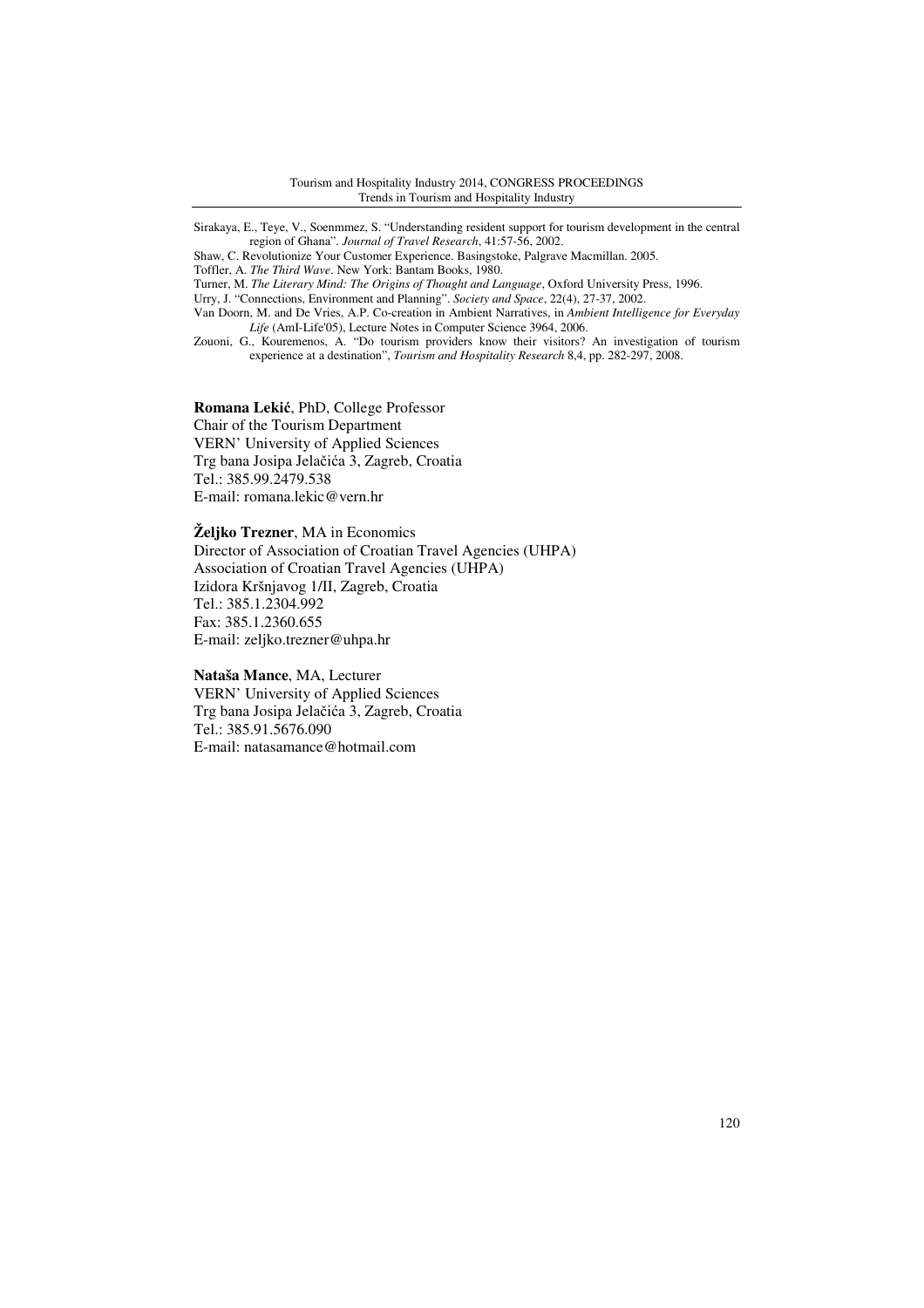Sirakaya, E., Teye, V., Soenmmez, S. "Understanding resident support for tourism development in the central region of Ghana". *Journal of Travel Research*, 41:57-56, 2002.

Shaw, C. Revolutionize Your Customer Experience. Basingstoke, Palgrave Macmillan. 2005.

Toffler, A. *The Third Wave*. New York: Bantam Books, 1980.

Turner, M. *The Literary Mind: The Origins of Thought and Language*, Oxford University Press, 1996.

Urry, J. "Connections, Environment and Planning". *Society and Space*, 22(4), 27-37, 2002.

Van Doorn, M. and De Vries, A.P. Co-creation in Ambient Narratives, in *Ambient Intelligence for Everyday Life* (AmI-Life'05), Lecture Notes in Computer Science 3964, 2006.

Zouoni, G., Kouremenos, A. "Do tourism providers know their visitors? An investigation of tourism experience at a destination", *Tourism and Hospitality Research* 8,4, pp. 282-297, 2008.

**Romana Lekić**, PhD, College Professor
Chair of the Tourism Department
VERN' University of Applied Sciences
Trg bana Josipa Jelačića 3, Zagreb, Croatia
Tel.: 385.99.2479.538
E-mail: romana.lekic@vern.hr

**Željko Trezner**, MA in Economics
Director of Association of Croatian Travel Agencies (UHPA)
Association of Croatian Travel Agencies (UHPA)
Izidora Kršnjavog 1/II, Zagreb, Croatia
Tel.: 385.1.2304.992
Fax: 385.1.2360.655
E-mail: zeljko.trezner@uhpa.hr

**Nataša Mance**, MA, Lecturer
VERN' University of Applied Sciences
Trg bana Josipa Jelačića 3, Zagreb, Croatia
Tel.: 385.91.5676.090
E-mail: natasamance@hotmail.com